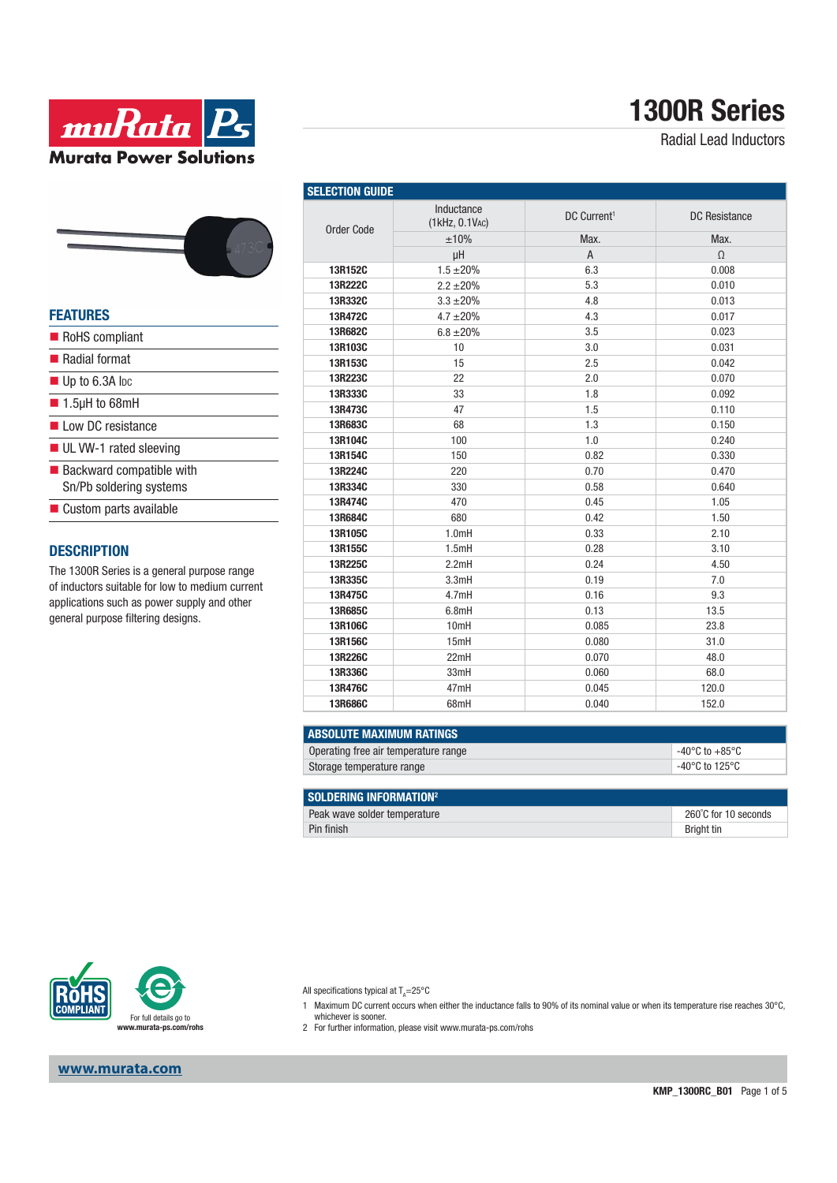# 1300R Series

Radial Lead Inductors

## FEATURES

- RoHS compliant
- Radial format
- Up to 6.3A IDC
- 1.5µH to 68mH
- Low DC resistance
- UL VW-1 rated sleeving
- Backward compatible with Sn/Pb soldering systems
- Custom parts available

## DESCRIPTION

The 1300R Series is a general purpose range of inductors suitable for low to medium current applications such as power supply and other general purpose filtering designs.

## SELECTION GUIDE

| Order Code | Inductance (1kHz, 0.1VAC) | DC Current[1] | DC Resistance |
|---|---|---|---|
| | ±10% | Max. | Max. |
| | µH | A | Ω |
| 13R152C | 1.5 ±20% | 6.3 | 0.008 |
| 13R222C | 2.2 ±20% | 5.3 | 0.010 |
| 13R332C | 3.3 ±20% | 4.8 | 0.013 |
| 13R472C | 4.7 ±20% | 4.3 | 0.017 |
| 13R682C | 6.8 ±20% | 3.5 | 0.023 |
| 13R103C | 10 | 3.0 | 0.031 |
| 13R153C | 15 | 2.5 | 0.042 |
| 13R223C | 22 | 2.0 | 0.070 |
| 13R333C | 33 | 1.8 | 0.092 |
| 13R473C | 47 | 1.5 | 0.110 |
| 13R683C | 68 | 1.3 | 0.150 |
| 13R104C | 100 | 1.0 | 0.240 |
| 13R154C | 150 | 0.82 | 0.330 |
| 13R224C | 220 | 0.70 | 0.470 |
| 13R334C | 330 | 0.58 | 0.640 |
| 13R474C | 470 | 0.45 | 1.05 |
| 13R684C | 680 | 0.42 | 1.50 |
| 13R105C | 1.0mH | 0.33 | 2.10 |
| 13R155C | 1.5mH | 0.28 | 3.10 |
| 13R225C | 2.2mH | 0.24 | 4.50 |
| 13R335C | 3.3mH | 0.19 | 7.0 |
| 13R475C | 4.7mH | 0.16 | 9.3 |
| 13R685C | 6.8mH | 0.13 | 13.5 |
| 13R106C | 10mH | 0.085 | 23.8 |
| 13R156C | 15mH | 0.080 | 31.0 |
| 13R226C | 22mH | 0.070 | 48.0 |
| 13R336C | 33mH | 0.060 | 68.0 |
| 13R476C | 47mH | 0.045 | 120.0 |
| 13R686C | 68mH | 0.040 | 152.0 |

## ABSOLUTE MAXIMUM RATINGS

| | |
|---|---|
| Operating free air temperature range | -40°C to +85°C |
| Storage temperature range | -40°C to 125°C |

## SOLDERING INFORMATION[2]

| | |
|---|---|
| Peak wave solder temperature | 260˚C for 10 seconds |
| Pin finish | Bright tin |

RoHS COMPLIANT

For full details go to www.murata-ps.com/rohs

All specifications typical at $T_A$=25°C

1 Maximum DC current occurs when either the inductance falls to 90% of its nominal value or when its temperature rise reaches 30°C, whichever is sooner.

2 For further information, please visit www.murata-ps.com/rohs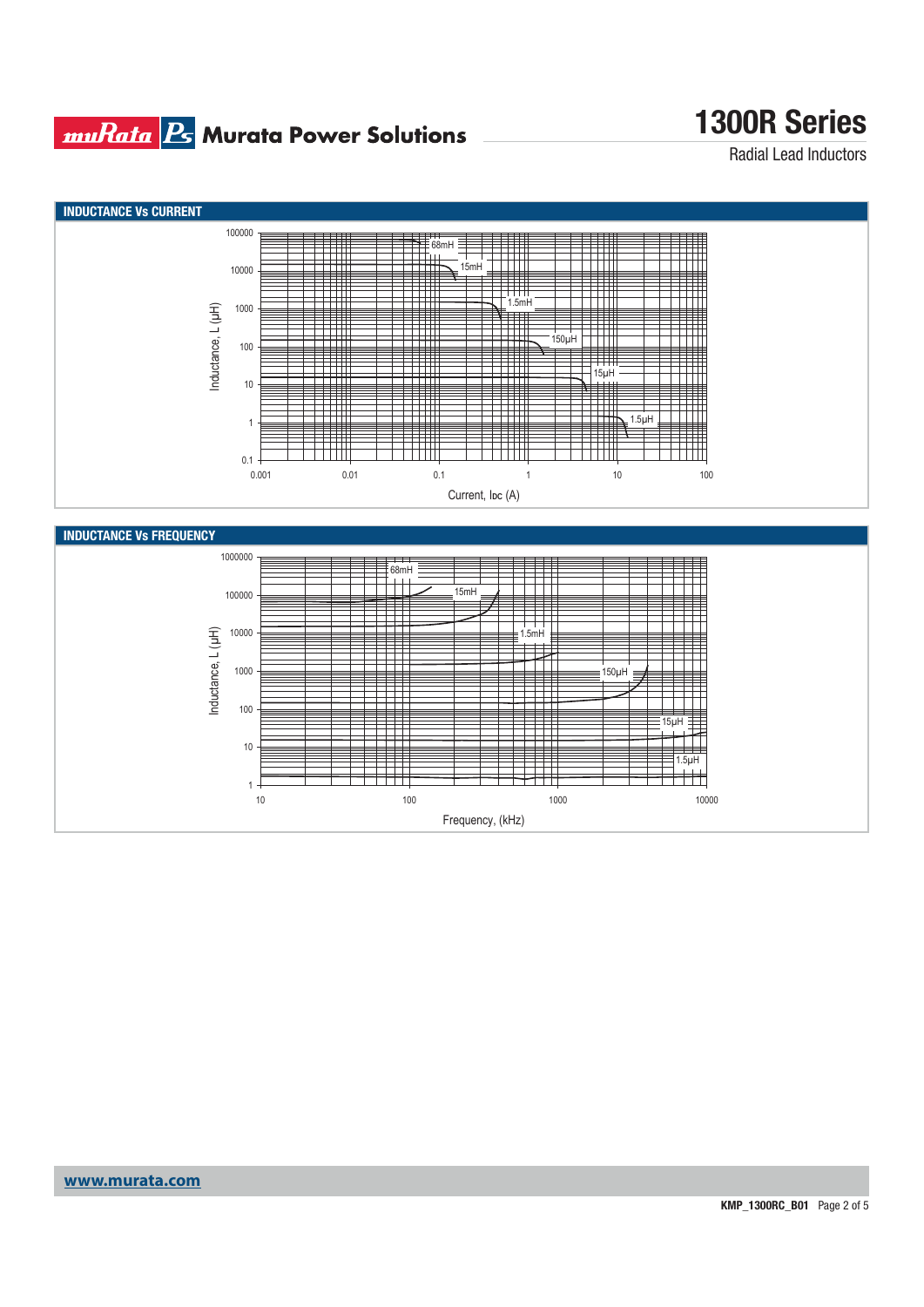## INDUCTANCE Vs CURRENT

Inductance, L (µH)

100000, 10000, 1000, 100, 10, 1, 0.1

68mH, 15mH, 1.5mH, 150µH, 15µH, 1.5µH

0.001, 0.01, 0.1, 1, 10, 100

Current, IDC (A)

## INDUCTANCE Vs FREQUENCY

Inductance, L (µH)

1000000, 100000, 10000, 1000, 100, 10, 1

68mH, 15mH, 1.5mH, 150µH, 15µH, 1.5µH

10, 100, 1000, 10000

Frequency, (kHz)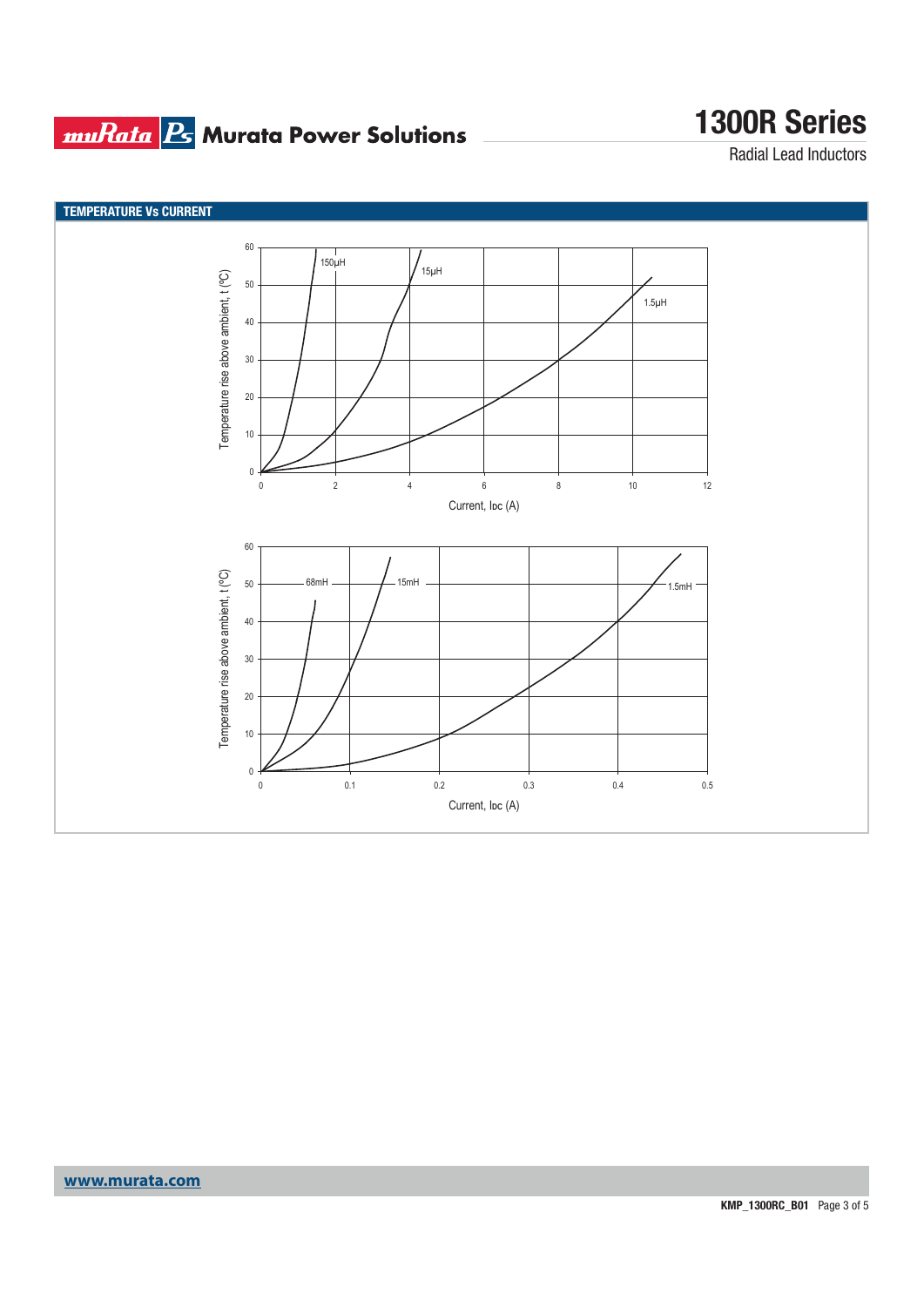## TEMPERATURE Vs CURRENT

Temperature rise above ambient, t (°C)

0 10 20 30 40 50 60

150μH 15μH 1.5μH

0 2 4 6 8 10 12

Current, IDC (A)

Temperature rise above ambient, t (°C)

0 10 20 30 40 50 60

68mH 15mH 1.5mH

0 0.1 0.2 0.3 0.4 0.5

Current, IDC (A)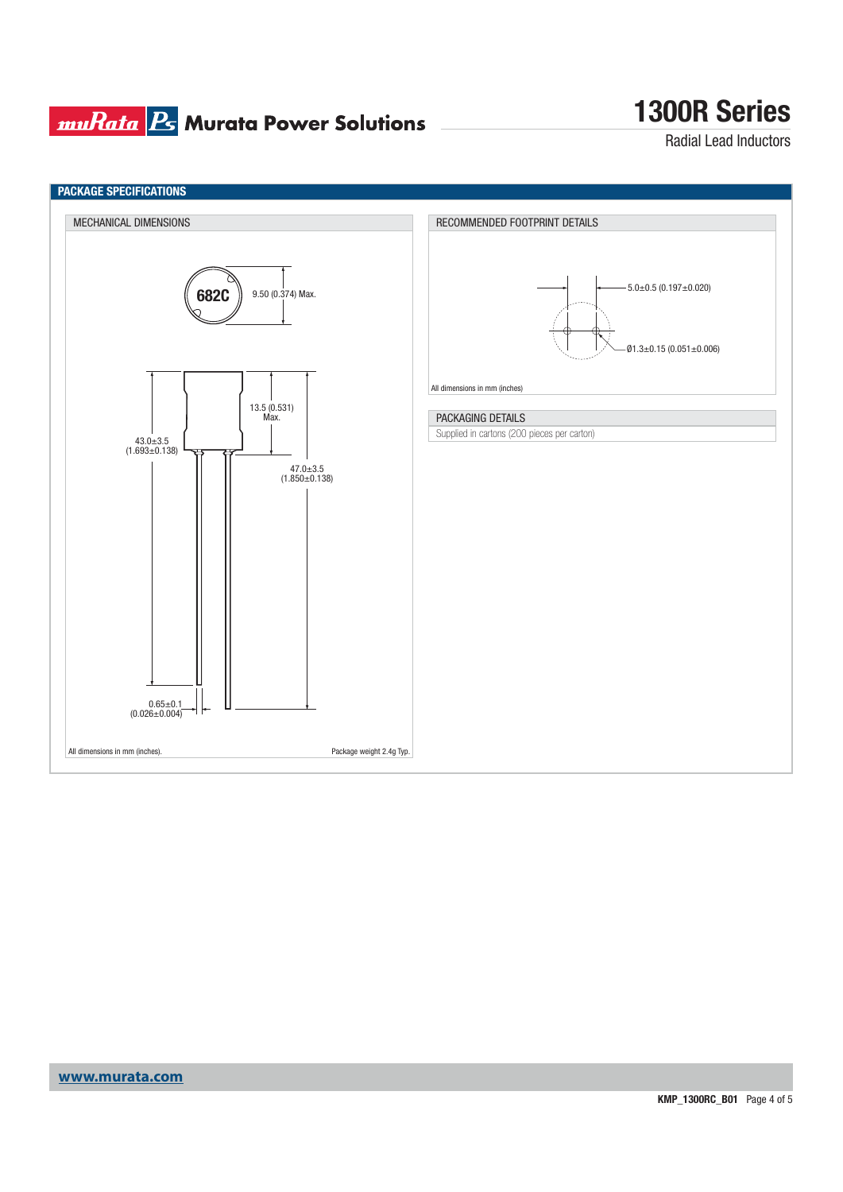## PACKAGE SPECIFICATIONS

### MECHANICAL DIMENSIONS

682C

9.50 (0.374) Max.

13.5 (0.531) Max.

43.0±3.5 (1.693±0.138)

47.0±3.5 (1.850±0.138)

0.65±0.1 (0.026±0.004)

All dimensions in mm (inches).

Package weight 2.4g Typ.

### RECOMMENDED FOOTPRINT DETAILS

5.0±0.5 (0.197±0.020)

Ø1.3±0.15 (0.051±0.006)

All dimensions in mm (inches)

### PACKAGING DETAILS

Supplied in cartons (200 pieces per carton)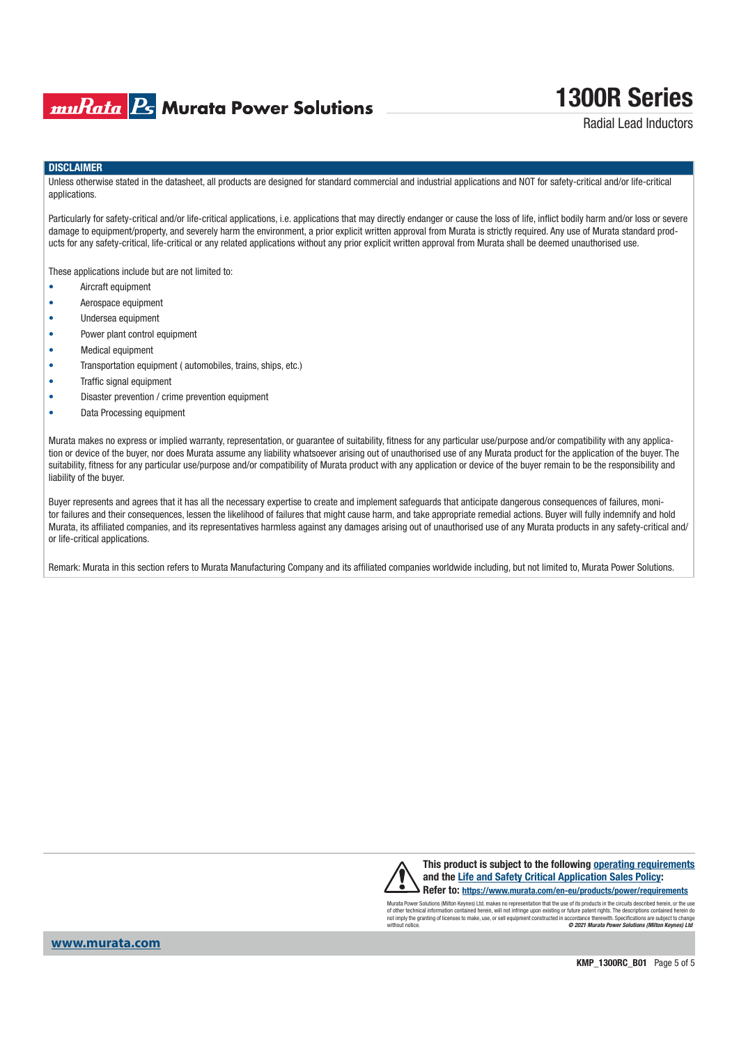## DISCLAIMER

Unless otherwise stated in the datasheet, all products are designed for standard commercial and industrial applications and NOT for safety-critical and/or life-critical applications.

Particularly for safety-critical and/or life-critical applications, i.e. applications that may directly endanger or cause the loss of life, inflict bodily harm and/or loss or severe damage to equipment/property, and severely harm the environment, a prior explicit written approval from Murata is strictly required. Any use of Murata standard products for any safety-critical, life-critical or any related applications without any prior explicit written approval from Murata shall be deemed unauthorised use.

These applications include but are not limited to:

- Aircraft equipment
- Aerospace equipment
- Undersea equipment
- Power plant control equipment
- Medical equipment
- Transportation equipment ( automobiles, trains, ships, etc.)
- Traffic signal equipment
- Disaster prevention / crime prevention equipment
- Data Processing equipment

Murata makes no express or implied warranty, representation, or guarantee of suitability, fitness for any particular use/purpose and/or compatibility with any application or device of the buyer, nor does Murata assume any liability whatsoever arising out of unauthorised use of any Murata product for the application of the buyer. The suitability, fitness for any particular use/purpose and/or compatibility of Murata product with any application or device of the buyer remain to be the responsibility and liability of the buyer.

Buyer represents and agrees that it has all the necessary expertise to create and implement safeguards that anticipate dangerous consequences of failures, monitor failures and their consequences, lessen the likelihood of failures that might cause harm, and take appropriate remedial actions. Buyer will fully indemnify and hold Murata, its affiliated companies, and its representatives harmless against any damages arising out of unauthorised use of any Murata products in any safety-critical and/or life-critical applications.

Remark: Murata in this section refers to Murata Manufacturing Company and its affiliated companies worldwide including, but not limited to, Murata Power Solutions.

**This product is subject to the following operating requirements and the Life and Safety Critical Application Sales Policy:**
**Refer to: https://www.murata.com/en-eu/products/power/requirements**

Murata Power Solutions (Milton Keynes) Ltd. makes no representation that the use of its products in the circuits described herein, or the use of other technical information contained herein, will not infringe upon existing or future patent rights. The descriptions contained herein do not imply the granting of licenses to make, use, or sell equipment constructed in accordance therewith. Specifications are subject to change without notice.
***© 2021 Murata Power Solutions (Milton Keynes) Ltd***